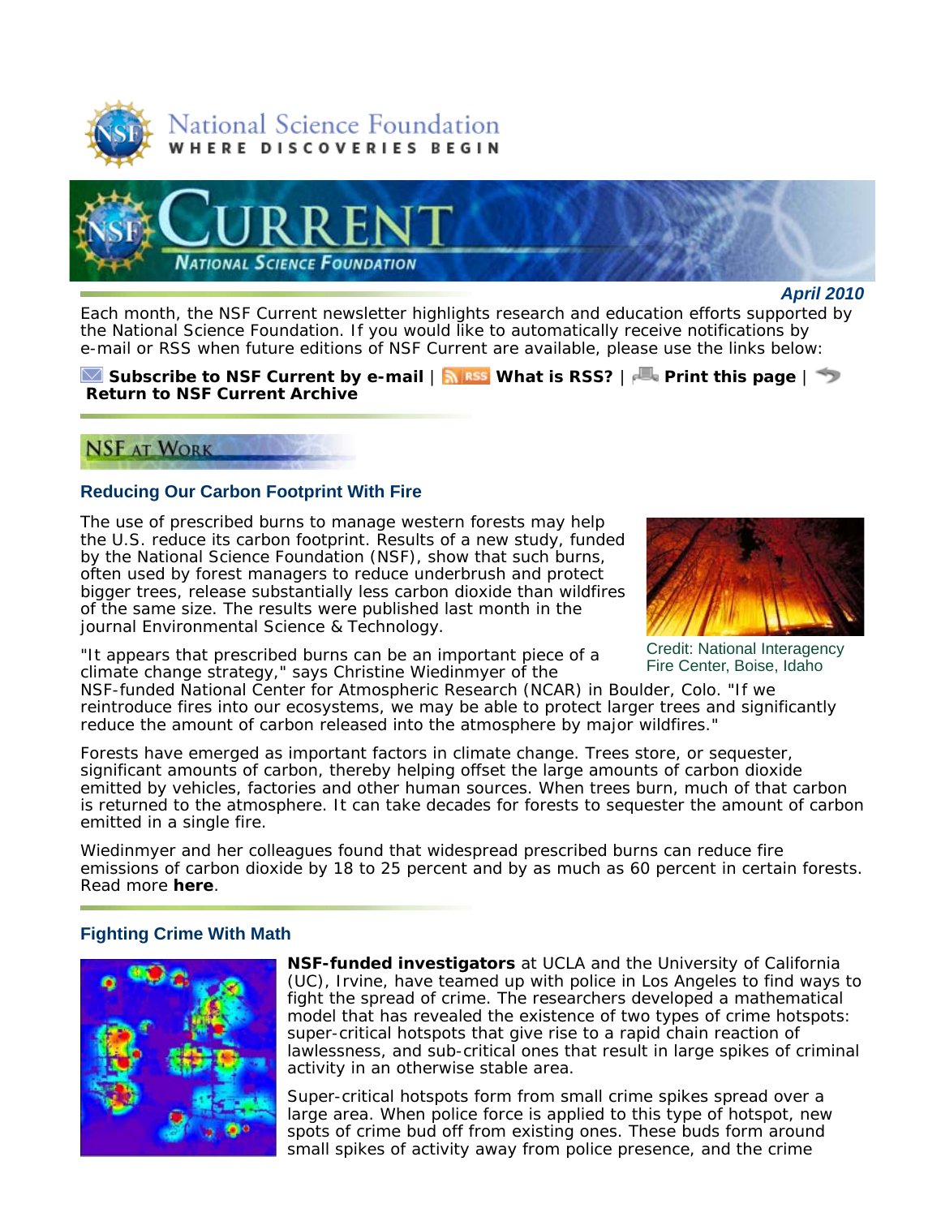National Science Foundation
WHERE DISCOVERIES BEGIN

# CURRENT
NATIONAL SCIENCE FOUNDATION

***April 2010***

Each month, the NSF Current newsletter highlights research and education efforts supported by the National Science Foundation. If you would like to automatically receive notifications by e-mail or RSS when future editions of NSF Current are available, please use the links below:

**Subscribe to NSF Current by e-mail** | **What is RSS?** | **Print this page** | **Return to NSF Current Archive**

## NSF AT WORK

### Reducing Our Carbon Footprint With Fire

The use of prescribed burns to manage western forests may help the U.S. reduce its carbon footprint. Results of a new study, funded by the National Science Foundation (NSF), show that such burns, often used by forest managers to reduce underbrush and protect bigger trees, release substantially less carbon dioxide than wildfires of the same size. The results were published last month in the journal Environmental Science & Technology.

Credit: National Interagency Fire Center, Boise, Idaho

"It appears that prescribed burns can be an important piece of a climate change strategy," says Christine Wiedinmyer of the NSF-funded National Center for Atmospheric Research (NCAR) in Boulder, Colo. "If we reintroduce fires into our ecosystems, we may be able to protect larger trees and significantly reduce the amount of carbon released into the atmosphere by major wildfires."

Forests have emerged as important factors in climate change. Trees store, or sequester, significant amounts of carbon, thereby helping offset the large amounts of carbon dioxide emitted by vehicles, factories and other human sources. When trees burn, much of that carbon is returned to the atmosphere. It can take decades for forests to sequester the amount of carbon emitted in a single fire.

Wiedinmyer and her colleagues found that widespread prescribed burns can reduce fire emissions of carbon dioxide by 18 to 25 percent and by as much as 60 percent in certain forests. Read more **here**.

### Fighting Crime With Math

**NSF-funded investigators** at UCLA and the University of California (UC), Irvine, have teamed up with police in Los Angeles to find ways to fight the spread of crime. The researchers developed a mathematical model that has revealed the existence of two types of crime hotspots: super-critical hotspots that give rise to a rapid chain reaction of lawlessness, and sub-critical ones that result in large spikes of criminal activity in an otherwise stable area.

Super-critical hotspots form from small crime spikes spread over a large area. When police force is applied to this type of hotspot, new spots of crime bud off from existing ones. These buds form around small spikes of activity away from police presence, and the crime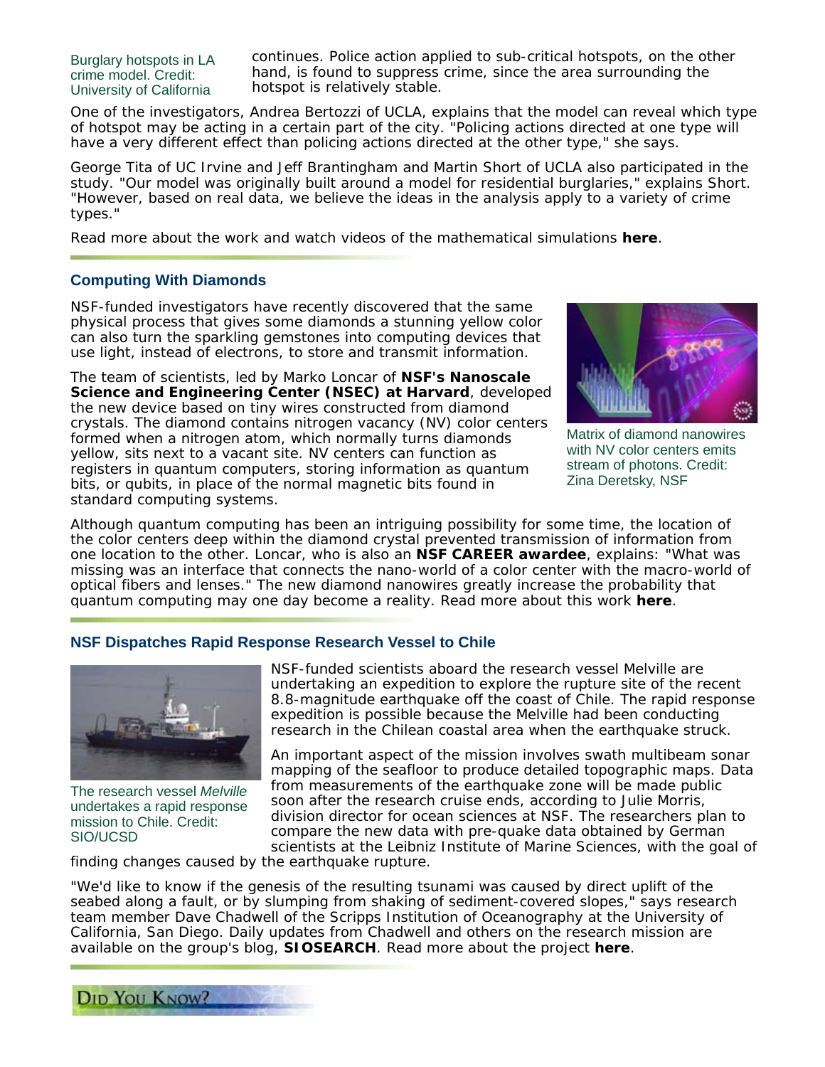Burglary hotspots in LA crime model. Credit: University of California

continues. Police action applied to sub-critical hotspots, on the other hand, is found to suppress crime, since the area surrounding the hotspot is relatively stable.

One of the investigators, Andrea Bertozzi of UCLA, explains that the model can reveal which type of hotspot may be acting in a certain part of the city. "Policing actions directed at one type will have a very different effect than policing actions directed at the other type," she says.

George Tita of UC Irvine and Jeff Brantingham and Martin Short of UCLA also participated in the study. "Our model was originally built around a model for residential burglaries," explains Short. "However, based on real data, we believe the ideas in the analysis apply to a variety of crime types."

Read more about the work and watch videos of the mathematical simulations **here**.

## Computing With Diamonds

NSF-funded investigators have recently discovered that the same physical process that gives some diamonds a stunning yellow color can also turn the sparkling gemstones into computing devices that use light, instead of electrons, to store and transmit information.

The team of scientists, led by Marko Loncar of **NSF's Nanoscale Science and Engineering Center (NSEC) at Harvard**, developed the new device based on tiny wires constructed from diamond crystals. The diamond contains nitrogen vacancy (NV) color centers formed when a nitrogen atom, which normally turns diamonds yellow, sits next to a vacant site. NV centers can function as registers in quantum computers, storing information as quantum bits, or qubits, in place of the normal magnetic bits found in standard computing systems.

Matrix of diamond nanowires with NV color centers emits stream of photons. Credit: Zina Deretsky, NSF

Although quantum computing has been an intriguing possibility for some time, the location of the color centers deep within the diamond crystal prevented transmission of information from one location to the other. Loncar, who is also an **NSF CAREER awardee**, explains: "What was missing was an interface that connects the nano-world of a color center with the macro-world of optical fibers and lenses." The new diamond nanowires greatly increase the probability that quantum computing may one day become a reality. Read more about this work **here**.

## NSF Dispatches Rapid Response Research Vessel to Chile

The research vessel *Melville* undertakes a rapid response mission to Chile. Credit: SIO/UCSD

NSF-funded scientists aboard the research vessel Melville are undertaking an expedition to explore the rupture site of the recent 8.8-magnitude earthquake off the coast of Chile. The rapid response expedition is possible because the Melville had been conducting research in the Chilean coastal area when the earthquake struck.

An important aspect of the mission involves swath multibeam sonar mapping of the seafloor to produce detailed topographic maps. Data from measurements of the earthquake zone will be made public soon after the research cruise ends, according to Julie Morris, division director for ocean sciences at NSF. The researchers plan to compare the new data with pre-quake data obtained by German scientists at the Leibniz Institute of Marine Sciences, with the goal of finding changes caused by the earthquake rupture.

"We'd like to know if the genesis of the resulting tsunami was caused by direct uplift of the seabed along a fault, or by slumping from shaking of sediment-covered slopes," says research team member Dave Chadwell of the Scripps Institution of Oceanography at the University of California, San Diego. Daily updates from Chadwell and others on the research mission are available on the group's blog, **SIOSEARCH**. Read more about the project **here**.

## Did You Know?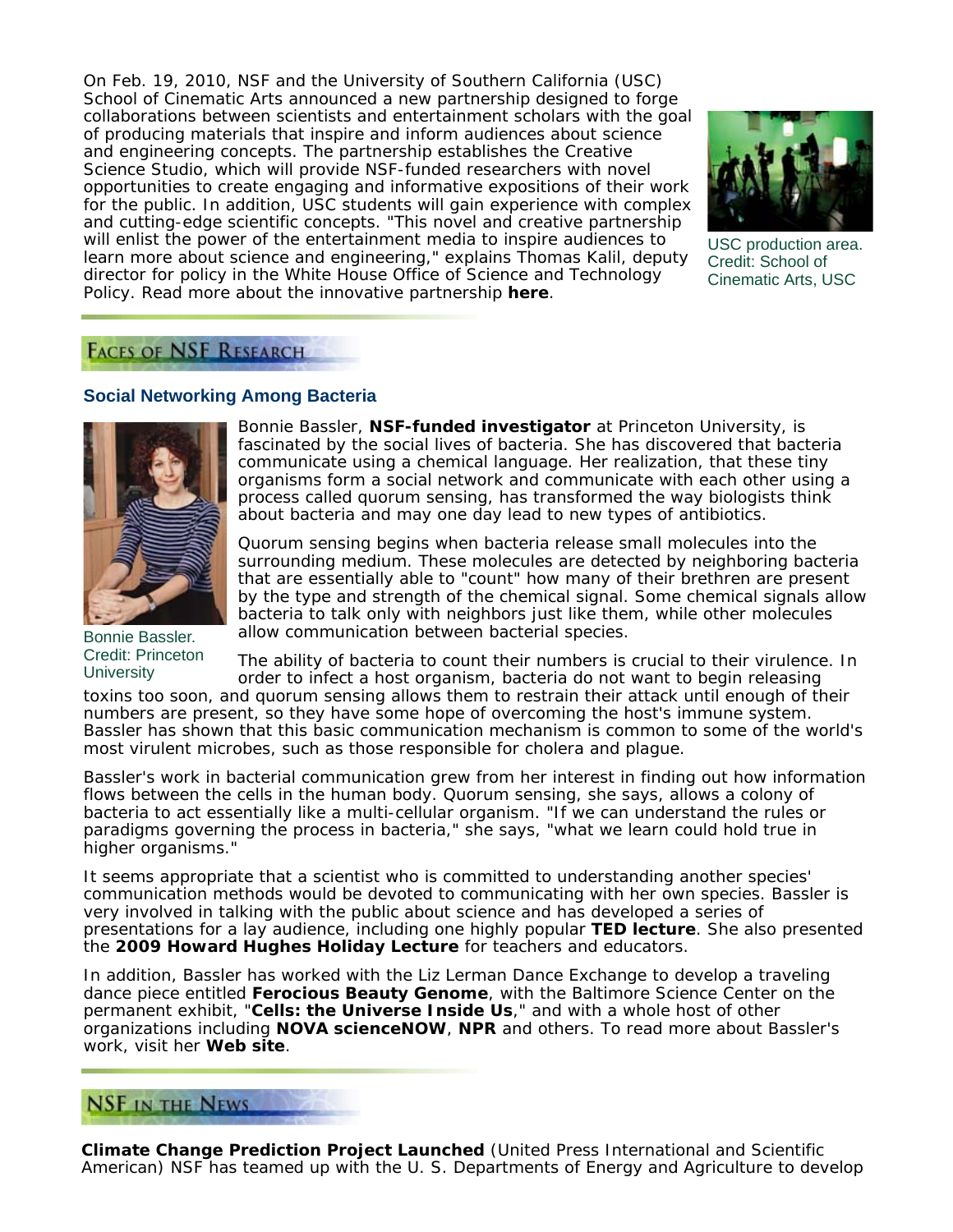On Feb. 19, 2010, NSF and the University of Southern California (USC) School of Cinematic Arts announced a new partnership designed to forge collaborations between scientists and entertainment scholars with the goal of producing materials that inspire and inform audiences about science and engineering concepts. The partnership establishes the Creative Science Studio, which will provide NSF-funded researchers with novel opportunities to create engaging and informative expositions of their work for the public. In addition, USC students will gain experience with complex and cutting-edge scientific concepts. "This novel and creative partnership will enlist the power of the entertainment media to inspire audiences to learn more about science and engineering," explains Thomas Kalil, deputy director for policy in the White House Office of Science and Technology Policy. Read more about the innovative partnership **here**.

USC production area. Credit: School of Cinematic Arts, USC

## FACES OF NSF RESEARCH

### Social Networking Among Bacteria

Bonnie Bassler. Credit: Princeton University

Bonnie Bassler, **NSF-funded investigator** at Princeton University, is fascinated by the social lives of bacteria. She has discovered that bacteria communicate using a chemical language. Her realization, that these tiny organisms form a social network and communicate with each other using a process called quorum sensing, has transformed the way biologists think about bacteria and may one day lead to new types of antibiotics.

Quorum sensing begins when bacteria release small molecules into the surrounding medium. These molecules are detected by neighboring bacteria that are essentially able to "count" how many of their brethren are present by the type and strength of the chemical signal. Some chemical signals allow bacteria to talk only with neighbors just like them, while other molecules allow communication between bacterial species.

The ability of bacteria to count their numbers is crucial to their virulence. In order to infect a host organism, bacteria do not want to begin releasing toxins too soon, and quorum sensing allows them to restrain their attack until enough of their numbers are present, so they have some hope of overcoming the host's immune system. Bassler has shown that this basic communication mechanism is common to some of the world's most virulent microbes, such as those responsible for cholera and plague.

Bassler's work in bacterial communication grew from her interest in finding out how information flows between the cells in the human body. Quorum sensing, she says, allows a colony of bacteria to act essentially like a multi-cellular organism. "If we can understand the rules or paradigms governing the process in bacteria," she says, "what we learn could hold true in higher organisms."

It seems appropriate that a scientist who is committed to understanding another species' communication methods would be devoted to communicating with her own species. Bassler is very involved in talking with the public about science and has developed a series of presentations for a lay audience, including one highly popular **TED lecture**. She also presented the **2009 Howard Hughes Holiday Lecture** for teachers and educators.

In addition, Bassler has worked with the Liz Lerman Dance Exchange to develop a traveling dance piece entitled **Ferocious Beauty Genome**, with the Baltimore Science Center on the permanent exhibit, "**Cells: the Universe Inside Us**," and with a whole host of other organizations including **NOVA scienceNOW**, **NPR** and others. To read more about Bassler's work, visit her **Web site**.

## NSF IN THE NEWS

**Climate Change Prediction Project Launched** (United Press International and Scientific American) NSF has teamed up with the U. S. Departments of Energy and Agriculture to develop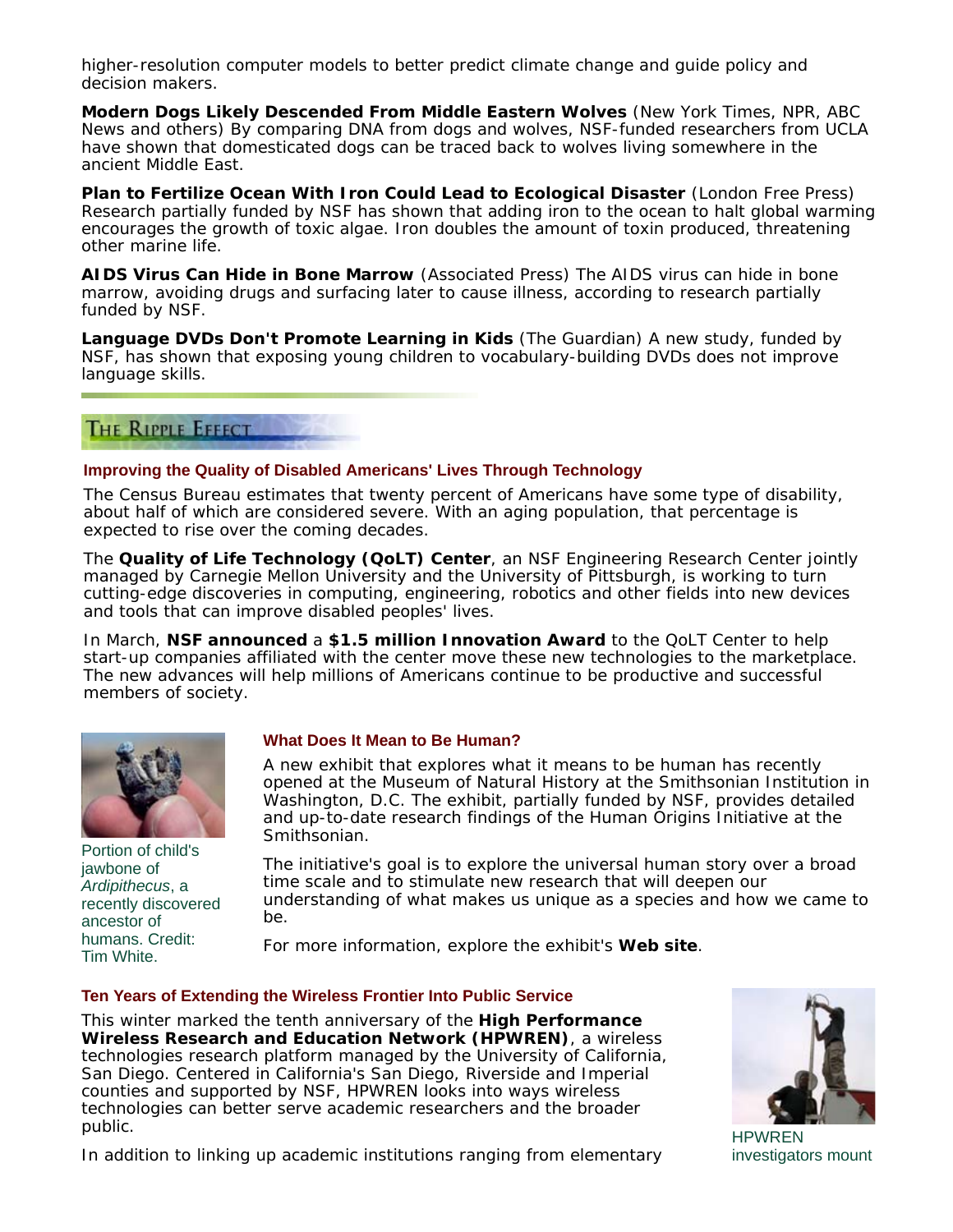higher-resolution computer models to better predict climate change and guide policy and decision makers.

**Modern Dogs Likely Descended From Middle Eastern Wolves** (New York Times, NPR, ABC News and others) By comparing DNA from dogs and wolves, NSF-funded researchers from UCLA have shown that domesticated dogs can be traced back to wolves living somewhere in the ancient Middle East.

**Plan to Fertilize Ocean With Iron Could Lead to Ecological Disaster** (London Free Press) Research partially funded by NSF has shown that adding iron to the ocean to halt global warming encourages the growth of toxic algae. Iron doubles the amount of toxin produced, threatening other marine life.

**AIDS Virus Can Hide in Bone Marrow** (Associated Press) The AIDS virus can hide in bone marrow, avoiding drugs and surfacing later to cause illness, according to research partially funded by NSF.

**Language DVDs Don't Promote Learning in Kids** (The Guardian) A new study, funded by NSF, has shown that exposing young children to vocabulary-building DVDs does not improve language skills.

## The Ripple Effect

### Improving the Quality of Disabled Americans' Lives Through Technology

The Census Bureau estimates that twenty percent of Americans have some type of disability, about half of which are considered severe. With an aging population, that percentage is expected to rise over the coming decades.

The **Quality of Life Technology (QoLT) Center**, an NSF Engineering Research Center jointly managed by Carnegie Mellon University and the University of Pittsburgh, is working to turn cutting-edge discoveries in computing, engineering, robotics and other fields into new devices and tools that can improve disabled peoples' lives.

In March, **NSF announced** a **$1.5 million Innovation Award** to the QoLT Center to help start-up companies affiliated with the center move these new technologies to the marketplace. The new advances will help millions of Americans continue to be productive and successful members of society.

Portion of child's jawbone of *Ardipithecus*, a recently discovered ancestor of humans. Credit: Tim White.

### What Does It Mean to Be Human?

A new exhibit that explores what it means to be human has recently opened at the Museum of Natural History at the Smithsonian Institution in Washington, D.C. The exhibit, partially funded by NSF, provides detailed and up-to-date research findings of the Human Origins Initiative at the Smithsonian.

The initiative's goal is to explore the universal human story over a broad time scale and to stimulate new research that will deepen our understanding of what makes us unique as a species and how we came to be.

For more information, explore the exhibit's **Web site**.

### Ten Years of Extending the Wireless Frontier Into Public Service

This winter marked the tenth anniversary of the **High Performance Wireless Research and Education Network (HPWREN)**, a wireless technologies research platform managed by the University of California, San Diego. Centered in California's San Diego, Riverside and Imperial counties and supported by NSF, HPWREN looks into ways wireless technologies can better serve academic researchers and the broader public.

In addition to linking up academic institutions ranging from elementary

HPWREN investigators mount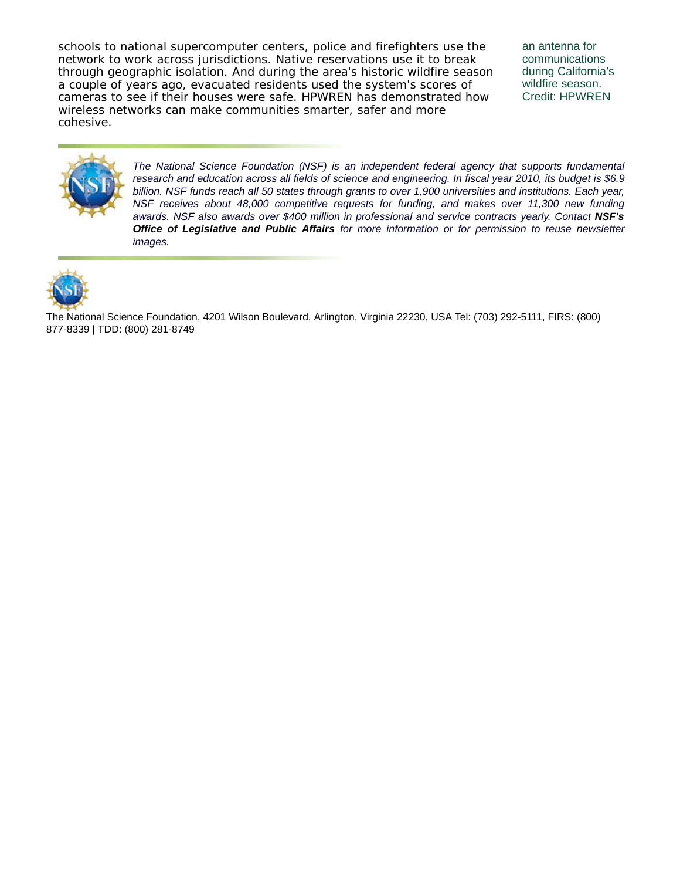schools to national supercomputer centers, police and firefighters use the network to work across jurisdictions. Native reservations use it to break through geographic isolation. And during the area's historic wildfire season a couple of years ago, evacuated residents used the system's scores of cameras to see if their houses were safe. HPWREN has demonstrated how wireless networks can make communities smarter, safer and more cohesive.

an antenna for communications during California's wildfire season. Credit: HPWREN

*The National Science Foundation (NSF) is an independent federal agency that supports fundamental research and education across all fields of science and engineering. In fiscal year 2010, its budget is $6.9 billion. NSF funds reach all 50 states through grants to over 1,900 universities and institutions. Each year, NSF receives about 48,000 competitive requests for funding, and makes over 11,300 new funding awards. NSF also awards over $400 million in professional and service contracts yearly. Contact* ***NSF's Office of Legislative and Public Affairs*** *for more information or for permission to reuse newsletter images.*

The National Science Foundation, 4201 Wilson Boulevard, Arlington, Virginia 22230, USA Tel: (703) 292-5111, FIRS: (800) 877-8339 | TDD: (800) 281-8749